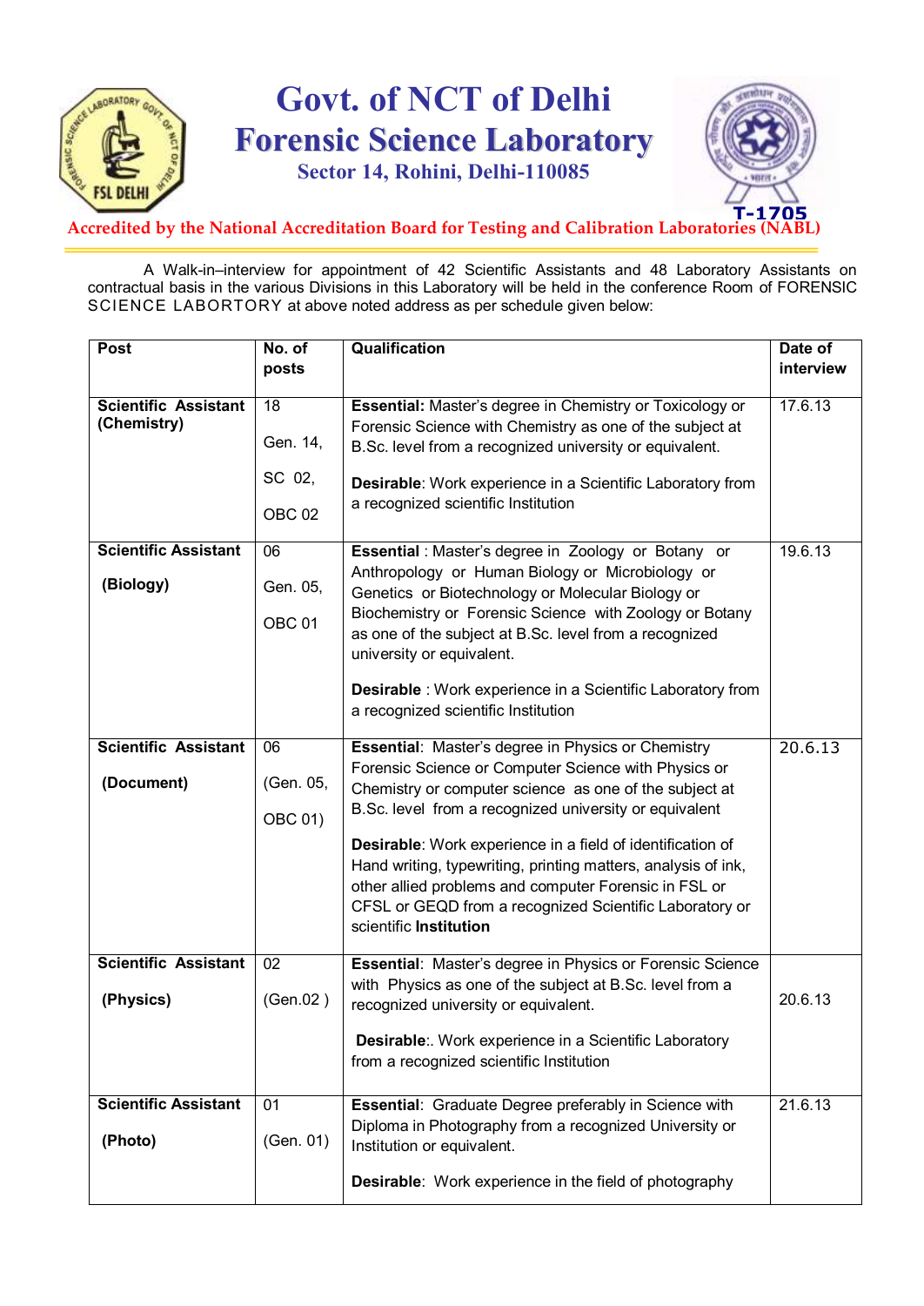# Govt. of NCT of Delhi
# Forensic Science Laboratory
### Sector 14, Rohini, Delhi-110085

T-1705

**Accredited by the National Accreditation Board for Testing and Calibration Laboratories (NABL)**

A Walk-in–interview for appointment of 42 Scientific Assistants and 48 Laboratory Assistants on contractual basis in the various Divisions in this Laboratory will be held in the conference Room of FORENSIC SCIENCE LABORTORY at above noted address as per schedule given below:

| Post | No. of posts | Qualification | Date of interview |
|---|---|---|---|
| **Scientific Assistant (Chemistry)** | 18<br>Gen. 14,<br>SC 02,<br>OBC 02 | **Essential:** Master's degree in Chemistry or Toxicology or Forensic Science with Chemistry as one of the subject at B.Sc. level from a recognized university or equivalent.<br>**Desirable**: Work experience in a Scientific Laboratory from a recognized scientific Institution | 17.6.13 |
| **Scientific Assistant (Biology)** | 06<br>Gen. 05,<br>OBC 01 | **Essential** : Master's degree in Zoology or Botany or Anthropology or Human Biology or Microbiology or Genetics or Biotechnology or Molecular Biology or Biochemistry or Forensic Science with Zoology or Botany as one of the subject at B.Sc. level from a recognized university or equivalent.<br>**Desirable** : Work experience in a Scientific Laboratory from a recognized scientific Institution | 19.6.13 |
| **Scientific Assistant (Document)** | 06<br>(Gen. 05,<br>OBC 01) | **Essential**: Master's degree in Physics or Chemistry Forensic Science or Computer Science with Physics or Chemistry or computer science as one of the subject at B.Sc. level from a recognized university or equivalent<br>**Desirable**: Work experience in a field of identification of Hand writing, typewriting, printing matters, analysis of ink, other allied problems and computer Forensic in FSL or CFSL or GEQD from a recognized Scientific Laboratory or scientific **Institution** | 20.6.13 |
| **Scientific Assistant (Physics)** | 02<br>(Gen.02 ) | **Essential**: Master's degree in Physics or Forensic Science with Physics as one of the subject at B.Sc. level from a recognized university or equivalent.<br>**Desirable**:. Work experience in a Scientific Laboratory from a recognized scientific Institution | 20.6.13 |
| **Scientific Assistant (Photo)** | 01<br>(Gen. 01) | **Essential**: Graduate Degree preferably in Science with Diploma in Photography from a recognized University or Institution or equivalent.<br>**Desirable**: Work experience in the field of photography | 21.6.13 |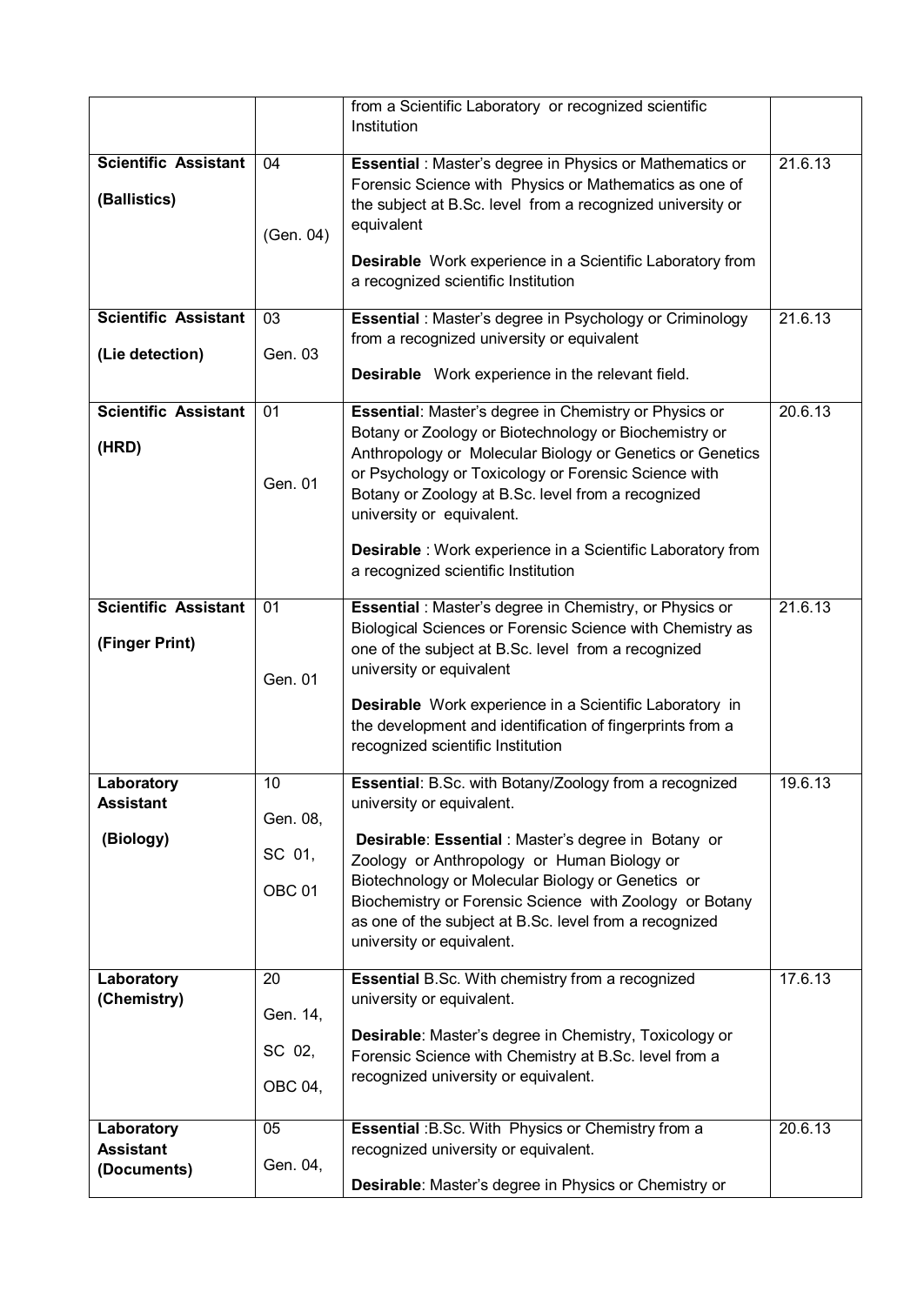| | | | |
|---|---|---|---|
| | | from a Scientific Laboratory or recognized scientific Institution | |
| **Scientific Assistant (Ballistics)** | 04 (Gen. 04) | **Essential** : Master's degree in Physics or Mathematics or Forensic Science with Physics or Mathematics as one of the subject at B.Sc. level from a recognized university or equivalent<br>**Desirable** Work experience in a Scientific Laboratory from a recognized scientific Institution | 21.6.13 |
| **Scientific Assistant (Lie detection)** | 03 Gen. 03 | **Essential** : Master's degree in Psychology or Criminology from a recognized university or equivalent<br>**Desirable** Work experience in the relevant field. | 21.6.13 |
| **Scientific Assistant (HRD)** | 01 Gen. 01 | **Essential**: Master's degree in Chemistry or Physics or Botany or Zoology or Biotechnology or Biochemistry or Anthropology or Molecular Biology or Genetics or Genetics or Psychology or Toxicology or Forensic Science with Botany or Zoology at B.Sc. level from a recognized university or equivalent.<br>**Desirable** : Work experience in a Scientific Laboratory from a recognized scientific Institution | 20.6.13 |
| **Scientific Assistant (Finger Print)** | 01 Gen. 01 | **Essential** : Master's degree in Chemistry, or Physics or Biological Sciences or Forensic Science with Chemistry as one of the subject at B.Sc. level from a recognized university or equivalent<br>**Desirable** Work experience in a Scientific Laboratory in the development and identification of fingerprints from a recognized scientific Institution | 21.6.13 |
| **Laboratory Assistant (Biology)** | 10 Gen. 08, SC 01, OBC 01 | **Essential**: B.Sc. with Botany/Zoology from a recognized university or equivalent.<br>**Desirable**: **Essential** : Master's degree in Botany or Zoology or Anthropology or Human Biology or Biotechnology or Molecular Biology or Genetics or Biochemistry or Forensic Science with Zoology or Botany as one of the subject at B.Sc. level from a recognized university or equivalent. | 19.6.13 |
| **Laboratory (Chemistry)** | 20 Gen. 14, SC 02, OBC 04, | **Essential** B.Sc. With chemistry from a recognized university or equivalent.<br>**Desirable**: Master's degree in Chemistry, Toxicology or Forensic Science with Chemistry at B.Sc. level from a recognized university or equivalent. | 17.6.13 |
| **Laboratory Assistant (Documents)** | 05 Gen. 04, | **Essential** :B.Sc. With Physics or Chemistry from a recognized university or equivalent.<br>**Desirable**: Master's degree in Physics or Chemistry or | 20.6.13 |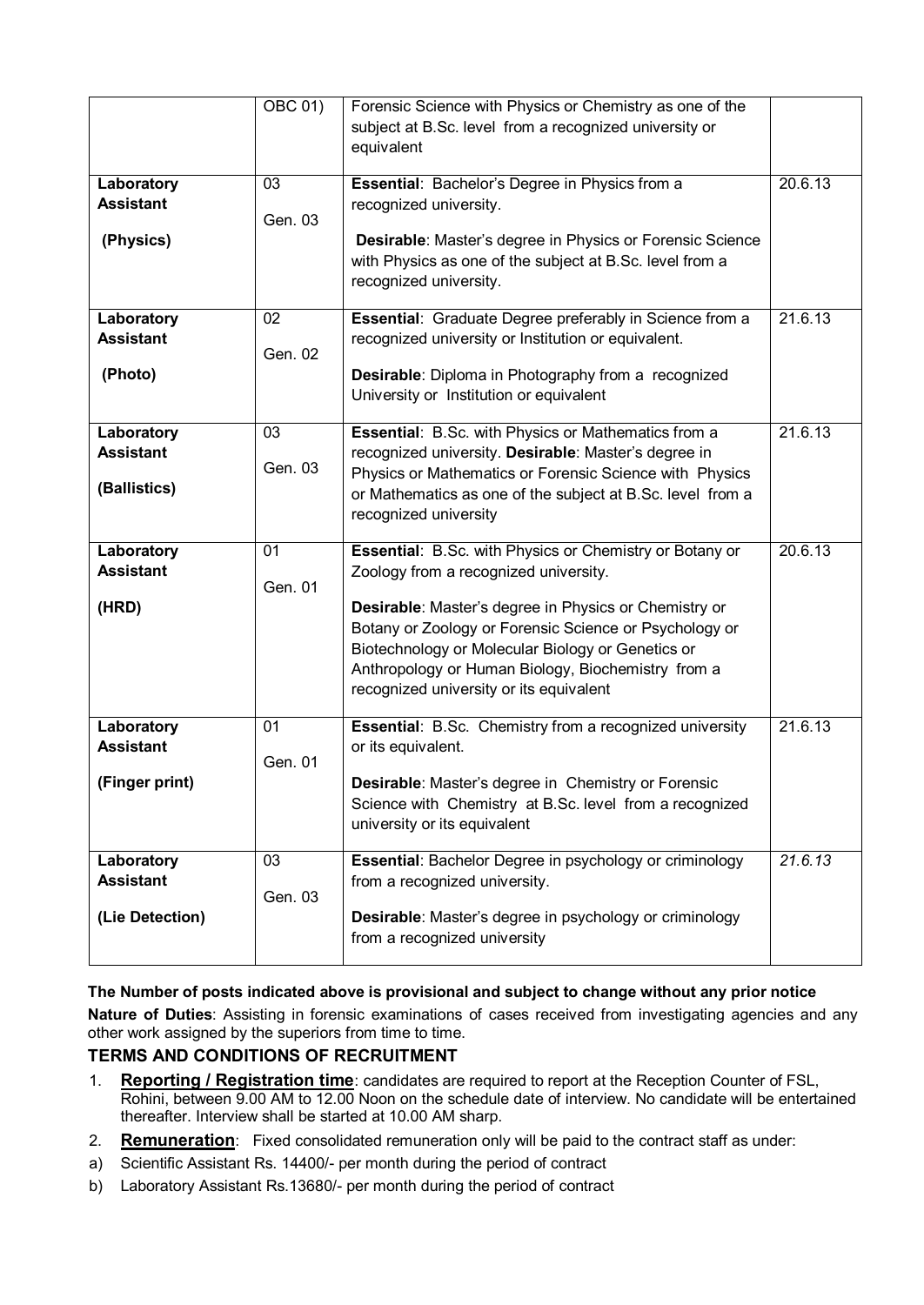| | | | |
|---|---|---|---|
| | OBC 01) | Forensic Science with Physics or Chemistry as one of the subject at B.Sc. level from a recognized university or equivalent | |
| **Laboratory Assistant** **(Physics)** | 03 Gen. 03 | **Essential**: Bachelor's Degree in Physics from a recognized university. **Desirable**: Master's degree in Physics or Forensic Science with Physics as one of the subject at B.Sc. level from a recognized university. | 20.6.13 |
| **Laboratory Assistant** **(Photo)** | 02 Gen. 02 | **Essential**: Graduate Degree preferably in Science from a recognized university or Institution or equivalent. **Desirable**: Diploma in Photography from a recognized University or Institution or equivalent | 21.6.13 |
| **Laboratory Assistant** **(Ballistics)** | 03 Gen. 03 | **Essential**: B.Sc. with Physics or Mathematics from a recognized university. **Desirable**: Master's degree in Physics or Mathematics or Forensic Science with Physics or Mathematics as one of the subject at B.Sc. level from a recognized university | 21.6.13 |
| **Laboratory Assistant** **(HRD)** | 01 Gen. 01 | **Essential**: B.Sc. with Physics or Chemistry or Botany or Zoology from a recognized university. **Desirable**: Master's degree in Physics or Chemistry or Botany or Zoology or Forensic Science or Psychology or Biotechnology or Molecular Biology or Genetics or Anthropology or Human Biology, Biochemistry from a recognized university or its equivalent | 20.6.13 |
| **Laboratory Assistant** **(Finger print)** | 01 Gen. 01 | **Essential**: B.Sc. Chemistry from a recognized university or its equivalent. **Desirable**: Master's degree in Chemistry or Forensic Science with Chemistry at B.Sc. level from a recognized university or its equivalent | 21.6.13 |
| **Laboratory Assistant** **(Lie Detection)** | 03 Gen. 03 | **Essential**: Bachelor Degree in psychology or criminology from a recognized university. **Desirable**: Master's degree in psychology or criminology from a recognized university | *21.6.13* |

**The Number of posts indicated above is provisional and subject to change without any prior notice**

**Nature of Duties**: Assisting in forensic examinations of cases received from investigating agencies and any other work assigned by the superiors from time to time.

**TERMS AND CONDITIONS OF RECRUITMENT**

1. **Reporting / Registration time**: candidates are required to report at the Reception Counter of FSL, Rohini, between 9.00 AM to 12.00 Noon on the schedule date of interview. No candidate will be entertained thereafter. Interview shall be started at 10.00 AM sharp.
2. **Remuneration**: Fixed consolidated remuneration only will be paid to the contract staff as under:

a) Scientific Assistant Rs. 14400/- per month during the period of contract

b) Laboratory Assistant Rs.13680/- per month during the period of contract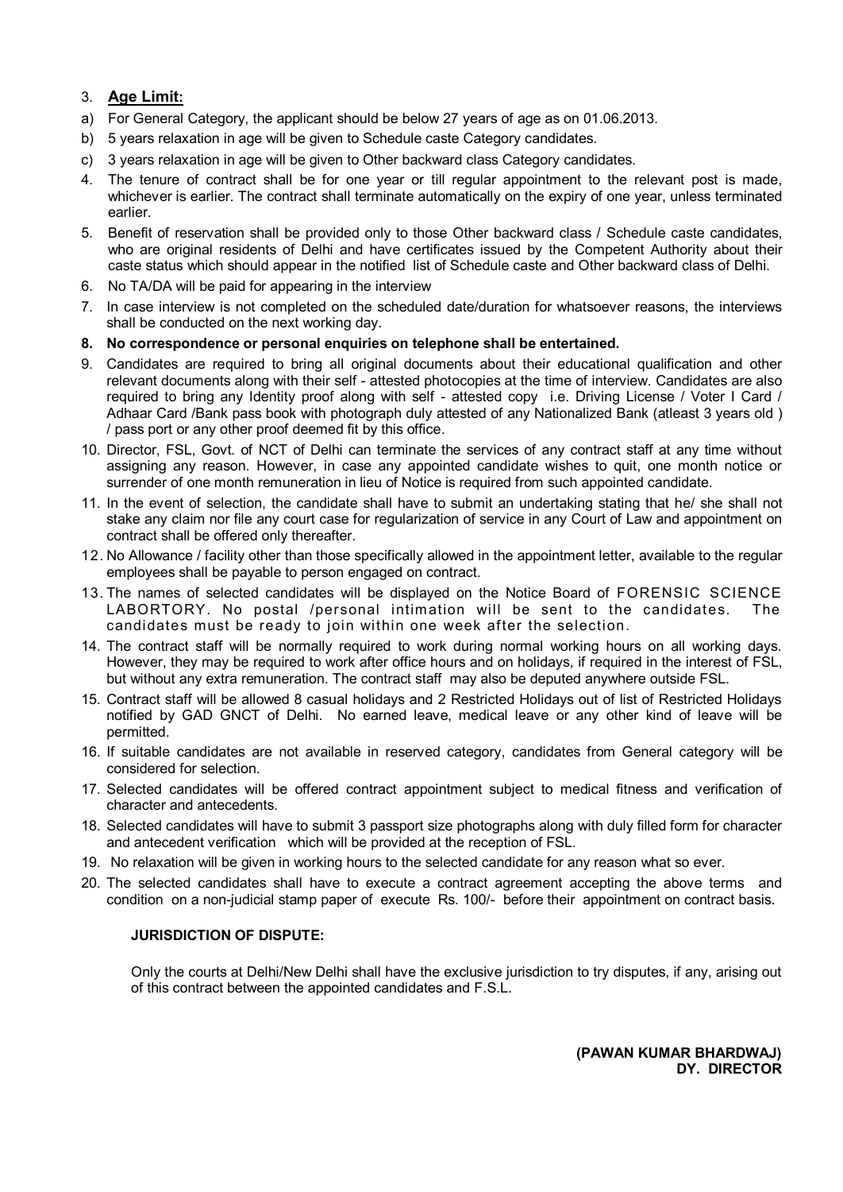3. **Age Limit:**

a) For General Category, the applicant should be below 27 years of age as on 01.06.2013.

b) 5 years relaxation in age will be given to Schedule caste Category candidates.

c) 3 years relaxation in age will be given to Other backward class Category candidates.

4. The tenure of contract shall be for one year or till regular appointment to the relevant post is made, whichever is earlier. The contract shall terminate automatically on the expiry of one year, unless terminated earlier.
5. Benefit of reservation shall be provided only to those Other backward class / Schedule caste candidates, who are original residents of Delhi and have certificates issued by the Competent Authority about their caste status which should appear in the notified list of Schedule caste and Other backward class of Delhi.
6. No TA/DA will be paid for appearing in the interview
7. In case interview is not completed on the scheduled date/duration for whatsoever reasons, the interviews shall be conducted on the next working day.
8. **No correspondence or personal enquiries on telephone shall be entertained.**
9. Candidates are required to bring all original documents about their educational qualification and other relevant documents along with their self - attested photocopies at the time of interview. Candidates are also required to bring any Identity proof along with self - attested copy i.e. Driving License / Voter I Card / Adhaar Card /Bank pass book with photograph duly attested of any Nationalized Bank (atleast 3 years old ) / pass port or any other proof deemed fit by this office.
10. Director, FSL, Govt. of NCT of Delhi can terminate the services of any contract staff at any time without assigning any reason. However, in case any appointed candidate wishes to quit, one month notice or surrender of one month remuneration in lieu of Notice is required from such appointed candidate.
11. In the event of selection, the candidate shall have to submit an undertaking stating that he/ she shall not stake any claim nor file any court case for regularization of service in any Court of Law and appointment on contract shall be offered only thereafter.
12. No Allowance / facility other than those specifically allowed in the appointment letter, available to the regular employees shall be payable to person engaged on contract.
13. The names of selected candidates will be displayed on the Notice Board of FORENSIC SCIENCE LABORTORY. No postal /personal intimation will be sent to the candidates. The candidates must be ready to join within one week after the selection.
14. The contract staff will be normally required to work during normal working hours on all working days. However, they may be required to work after office hours and on holidays, if required in the interest of FSL, but without any extra remuneration. The contract staff may also be deputed anywhere outside FSL.
15. Contract staff will be allowed 8 casual holidays and 2 Restricted Holidays out of list of Restricted Holidays notified by GAD GNCT of Delhi. No earned leave, medical leave or any other kind of leave will be permitted.
16. If suitable candidates are not available in reserved category, candidates from General category will be considered for selection.
17. Selected candidates will be offered contract appointment subject to medical fitness and verification of character and antecedents.
18. Selected candidates will have to submit 3 passport size photographs along with duly filled form for character and antecedent verification which will be provided at the reception of FSL.
19. No relaxation will be given in working hours to the selected candidate for any reason what so ever.
20. The selected candidates shall have to execute a contract agreement accepting the above terms and condition on a non-judicial stamp paper of execute Rs. 100/- before their appointment on contract basis.

**JURISDICTION OF DISPUTE:**

Only the courts at Delhi/New Delhi shall have the exclusive jurisdiction to try disputes, if any, arising out of this contract between the appointed candidates and F.S.L.

**(PAWAN KUMAR BHARDWAJ)**
**DY. DIRECTOR**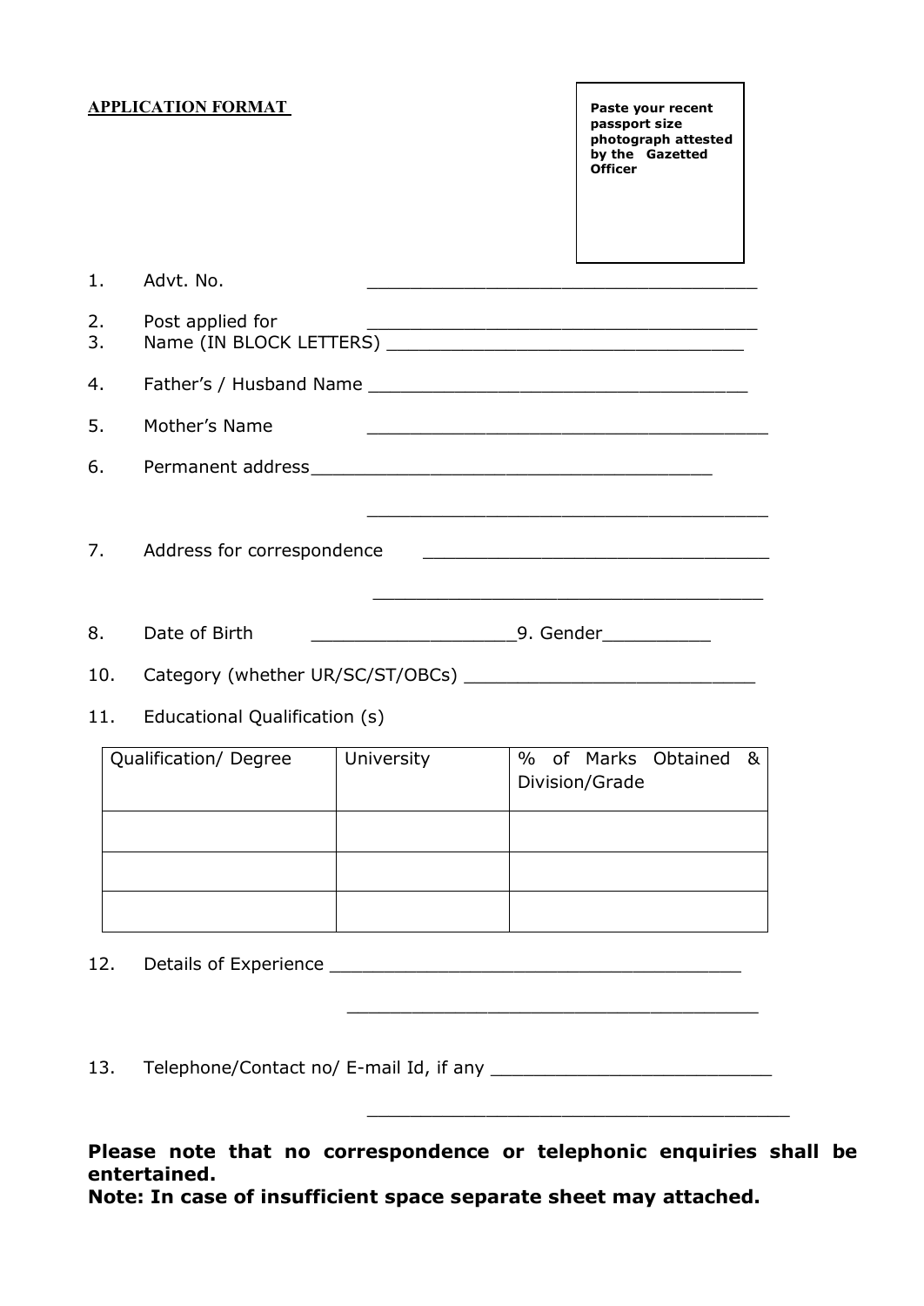**APPLICATION FORMAT**

**Paste your recent passport size photograph attested by the Gazetted Officer**

1. Advt. No. ____________________________________
2. Post applied for ____________________________________
3. Name (IN BLOCK LETTERS) ____________________________________
4. Father's / Husband Name ____________________________________
5. Mother's Name ____________________________________
6. Permanent address ____________________________________

   ____________________________________
7. Address for correspondence ____________________________________

   ____________________________________
8. Date of Birth ___________________ 9. Gender__________
10. Category (whether UR/SC/ST/OBCs) ____________________________
11. Educational Qualification (s)

| Qualification/ Degree | University | % of Marks Obtained & Division/Grade |
|---|---|---|
| | | |
| | | |
| | | |

12. Details of Experience ____________________________________

    ____________________________________
13. Telephone/Contact no/ E-mail Id, if any ____________________________

    ____________________________________

**Please note that no correspondence or telephonic enquiries shall be entertained.**
**Note: In case of insufficient space separate sheet may attached.**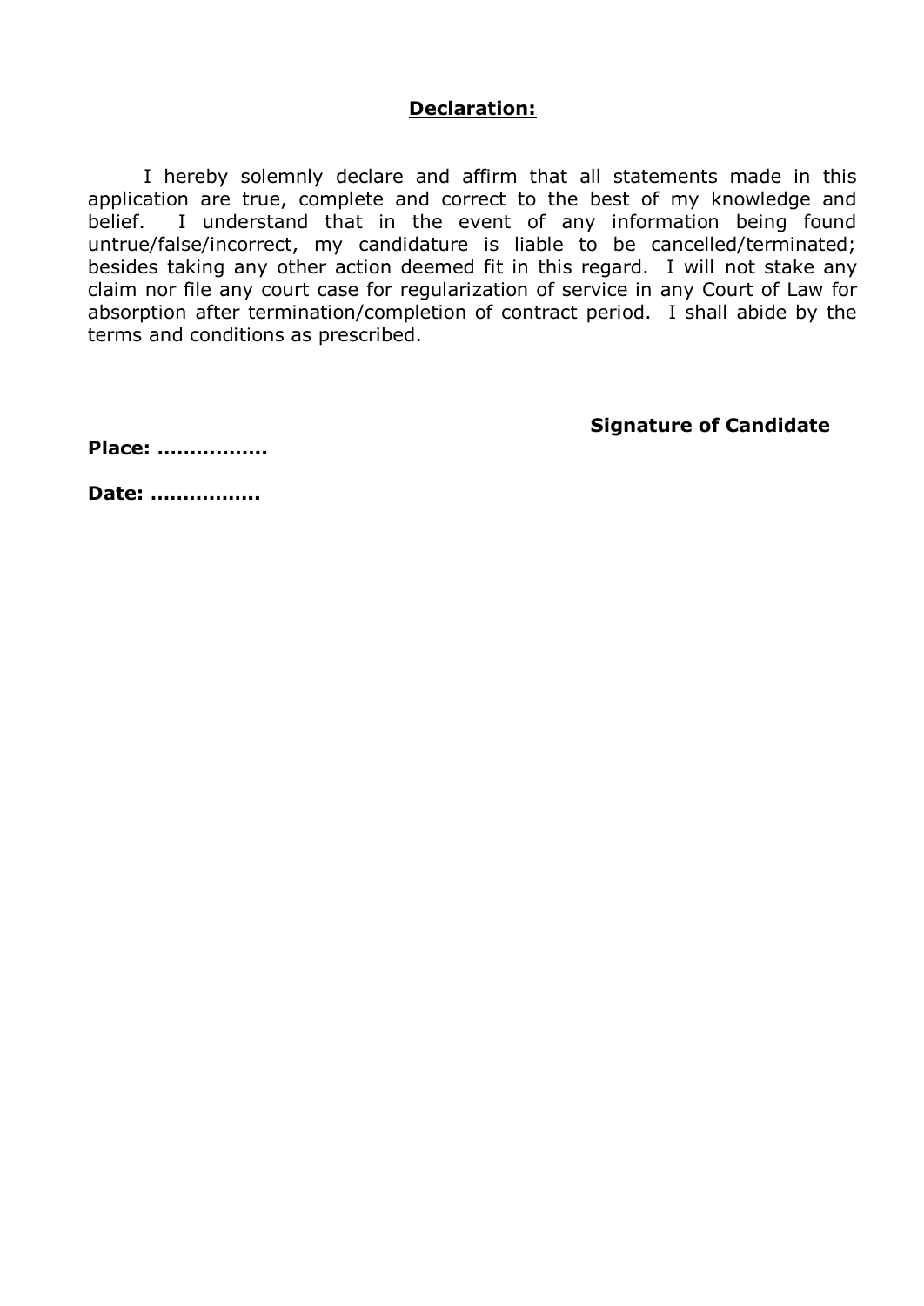**<u>Declaration:</u>**

I hereby solemnly declare and affirm that all statements made in this application are true, complete and correct to the best of my knowledge and belief. I understand that in the event of any information being found untrue/false/incorrect, my candidature is liable to be cancelled/terminated; besides taking any other action deemed fit in this regard. I will not stake any claim nor file any court case for regularization of service in any Court of Law for absorption after termination/completion of contract period. I shall abide by the terms and conditions as prescribed.

**Signature of Candidate**

**Place: …………….**

**Date: …………….**